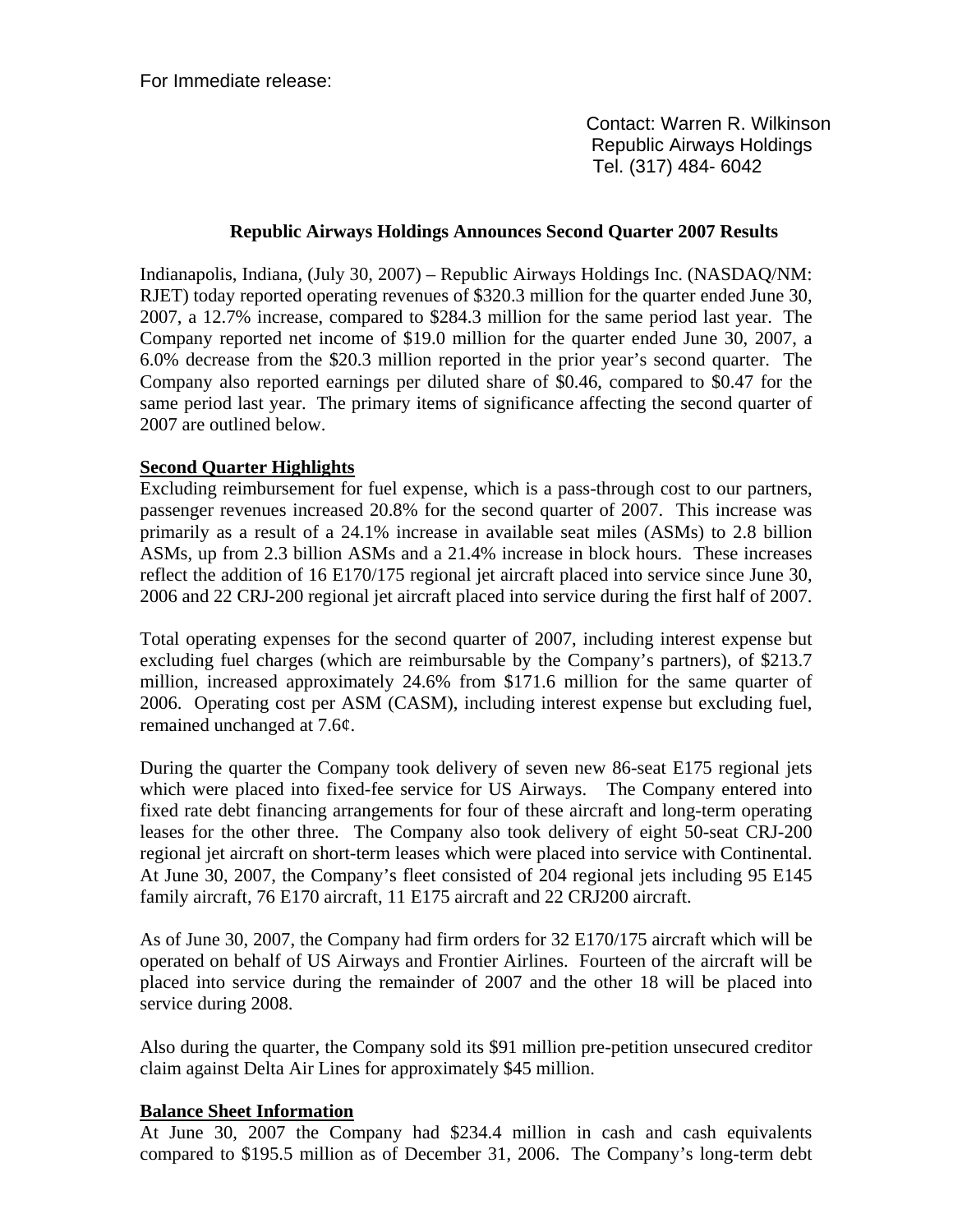For Immediate release:

Contact: Warren R. Wilkinson
Republic Airways Holdings
Tel. (317) 484- 6042

**Republic Airways Holdings Announces Second Quarter 2007 Results**

Indianapolis, Indiana, (July 30, 2007) – Republic Airways Holdings Inc. (NASDAQ/NM: RJET) today reported operating revenues of $320.3 million for the quarter ended June 30, 2007, a 12.7% increase, compared to $284.3 million for the same period last year. The Company reported net income of $19.0 million for the quarter ended June 30, 2007, a 6.0% decrease from the $20.3 million reported in the prior year's second quarter. The Company also reported earnings per diluted share of $0.46, compared to $0.47 for the same period last year. The primary items of significance affecting the second quarter of 2007 are outlined below.

**Second Quarter Highlights**

Excluding reimbursement for fuel expense, which is a pass-through cost to our partners, passenger revenues increased 20.8% for the second quarter of 2007. This increase was primarily as a result of a 24.1% increase in available seat miles (ASMs) to 2.8 billion ASMs, up from 2.3 billion ASMs and a 21.4% increase in block hours. These increases reflect the addition of 16 E170/175 regional jet aircraft placed into service since June 30, 2006 and 22 CRJ-200 regional jet aircraft placed into service during the first half of 2007.

Total operating expenses for the second quarter of 2007, including interest expense but excluding fuel charges (which are reimbursable by the Company's partners), of $213.7 million, increased approximately 24.6% from $171.6 million for the same quarter of 2006. Operating cost per ASM (CASM), including interest expense but excluding fuel, remained unchanged at 7.6¢.

During the quarter the Company took delivery of seven new 86-seat E175 regional jets which were placed into fixed-fee service for US Airways. The Company entered into fixed rate debt financing arrangements for four of these aircraft and long-term operating leases for the other three. The Company also took delivery of eight 50-seat CRJ-200 regional jet aircraft on short-term leases which were placed into service with Continental. At June 30, 2007, the Company's fleet consisted of 204 regional jets including 95 E145 family aircraft, 76 E170 aircraft, 11 E175 aircraft and 22 CRJ200 aircraft.

As of June 30, 2007, the Company had firm orders for 32 E170/175 aircraft which will be operated on behalf of US Airways and Frontier Airlines. Fourteen of the aircraft will be placed into service during the remainder of 2007 and the other 18 will be placed into service during 2008.

Also during the quarter, the Company sold its $91 million pre-petition unsecured creditor claim against Delta Air Lines for approximately $45 million.

**Balance Sheet Information**

At June 30, 2007 the Company had $234.4 million in cash and cash equivalents compared to $195.5 million as of December 31, 2006. The Company's long-term debt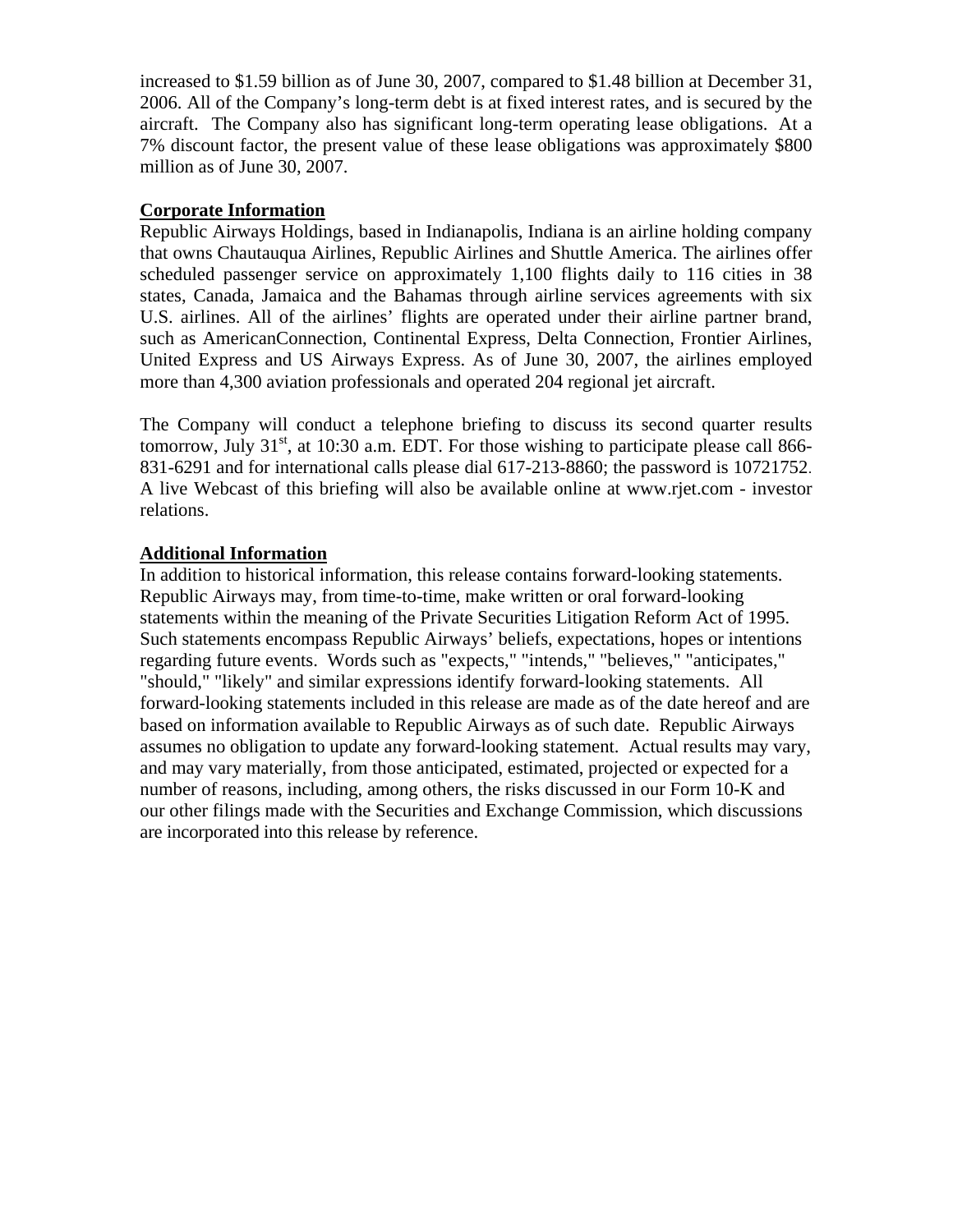increased to $1.59 billion as of June 30, 2007, compared to $1.48 billion at December 31, 2006. All of the Company's long-term debt is at fixed interest rates, and is secured by the aircraft. The Company also has significant long-term operating lease obligations. At a 7% discount factor, the present value of these lease obligations was approximately $800 million as of June 30, 2007.

**Corporate Information**

Republic Airways Holdings, based in Indianapolis, Indiana is an airline holding company that owns Chautauqua Airlines, Republic Airlines and Shuttle America. The airlines offer scheduled passenger service on approximately 1,100 flights daily to 116 cities in 38 states, Canada, Jamaica and the Bahamas through airline services agreements with six U.S. airlines. All of the airlines' flights are operated under their airline partner brand, such as AmericanConnection, Continental Express, Delta Connection, Frontier Airlines, United Express and US Airways Express. As of June 30, 2007, the airlines employed more than 4,300 aviation professionals and operated 204 regional jet aircraft.

The Company will conduct a telephone briefing to discuss its second quarter results tomorrow, July 31st, at 10:30 a.m. EDT. For those wishing to participate please call 866-831-6291 and for international calls please dial 617-213-8860; the password is 10721752. A live Webcast of this briefing will also be available online at www.rjet.com - investor relations.

**Additional Information**

In addition to historical information, this release contains forward-looking statements. Republic Airways may, from time-to-time, make written or oral forward-looking statements within the meaning of the Private Securities Litigation Reform Act of 1995. Such statements encompass Republic Airways' beliefs, expectations, hopes or intentions regarding future events. Words such as "expects," "intends," "believes," "anticipates," "should," "likely" and similar expressions identify forward-looking statements. All forward-looking statements included in this release are made as of the date hereof and are based on information available to Republic Airways as of such date. Republic Airways assumes no obligation to update any forward-looking statement. Actual results may vary, and may vary materially, from those anticipated, estimated, projected or expected for a number of reasons, including, among others, the risks discussed in our Form 10-K and our other filings made with the Securities and Exchange Commission, which discussions are incorporated into this release by reference.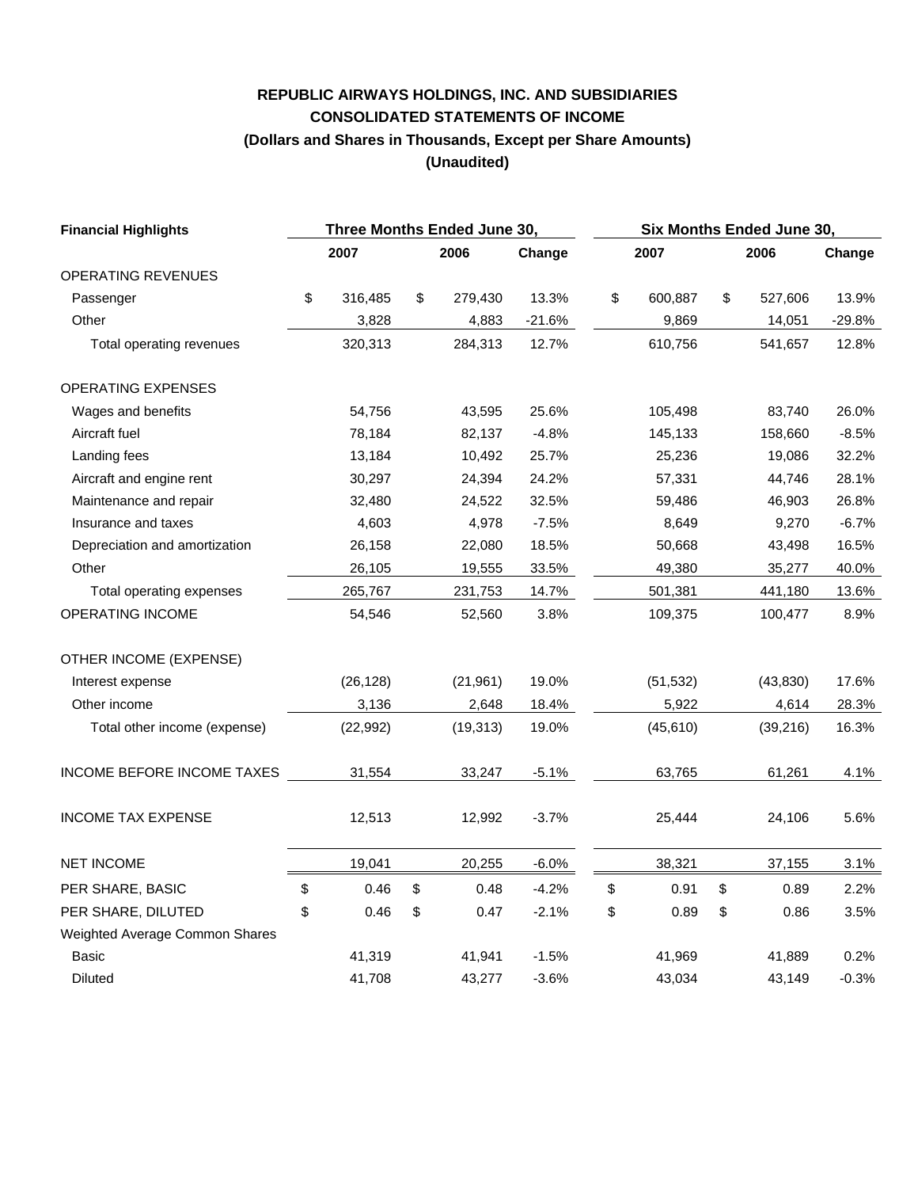# REPUBLIC AIRWAYS HOLDINGS, INC. AND SUBSIDIARIES
## CONSOLIDATED STATEMENTS OF INCOME
### (Dollars and Shares in Thousands, Except per Share Amounts)
### (Unaudited)

| Financial Highlights | Three Months Ended June 30, | | | Six Months Ended June 30, | | |
|---|---|---|---|---|---|---|
| | 2007 | 2006 | Change | 2007 | 2006 | Change |
| OPERATING REVENUES | | | | | | |
| Passenger | $ 316,485 | $ 279,430 | 13.3% | $ 600,887 | $ 527,606 | 13.9% |
| Other | 3,828 | 4,883 | -21.6% | 9,869 | 14,051 | -29.8% |
| Total operating revenues | 320,313 | 284,313 | 12.7% | 610,756 | 541,657 | 12.8% |
| OPERATING EXPENSES | | | | | | |
| Wages and benefits | 54,756 | 43,595 | 25.6% | 105,498 | 83,740 | 26.0% |
| Aircraft fuel | 78,184 | 82,137 | -4.8% | 145,133 | 158,660 | -8.5% |
| Landing fees | 13,184 | 10,492 | 25.7% | 25,236 | 19,086 | 32.2% |
| Aircraft and engine rent | 30,297 | 24,394 | 24.2% | 57,331 | 44,746 | 28.1% |
| Maintenance and repair | 32,480 | 24,522 | 32.5% | 59,486 | 46,903 | 26.8% |
| Insurance and taxes | 4,603 | 4,978 | -7.5% | 8,649 | 9,270 | -6.7% |
| Depreciation and amortization | 26,158 | 22,080 | 18.5% | 50,668 | 43,498 | 16.5% |
| Other | 26,105 | 19,555 | 33.5% | 49,380 | 35,277 | 40.0% |
| Total operating expenses | 265,767 | 231,753 | 14.7% | 501,381 | 441,180 | 13.6% |
| OPERATING INCOME | 54,546 | 52,560 | 3.8% | 109,375 | 100,477 | 8.9% |
| OTHER INCOME (EXPENSE) | | | | | | |
| Interest expense | (26,128) | (21,961) | 19.0% | (51,532) | (43,830) | 17.6% |
| Other income | 3,136 | 2,648 | 18.4% | 5,922 | 4,614 | 28.3% |
| Total other income (expense) | (22,992) | (19,313) | 19.0% | (45,610) | (39,216) | 16.3% |
| INCOME BEFORE INCOME TAXES | 31,554 | 33,247 | -5.1% | 63,765 | 61,261 | 4.1% |
| INCOME TAX EXPENSE | 12,513 | 12,992 | -3.7% | 25,444 | 24,106 | 5.6% |
| NET INCOME | 19,041 | 20,255 | -6.0% | 38,321 | 37,155 | 3.1% |
| PER SHARE, BASIC | $ 0.46 | $ 0.48 | -4.2% | $ 0.91 | $ 0.89 | 2.2% |
| PER SHARE, DILUTED | $ 0.46 | $ 0.47 | -2.1% | $ 0.89 | $ 0.86 | 3.5% |
| Weighted Average Common Shares | | | | | | |
| Basic | 41,319 | 41,941 | -1.5% | 41,969 | 41,889 | 0.2% |
| Diluted | 41,708 | 43,277 | -3.6% | 43,034 | 43,149 | -0.3% |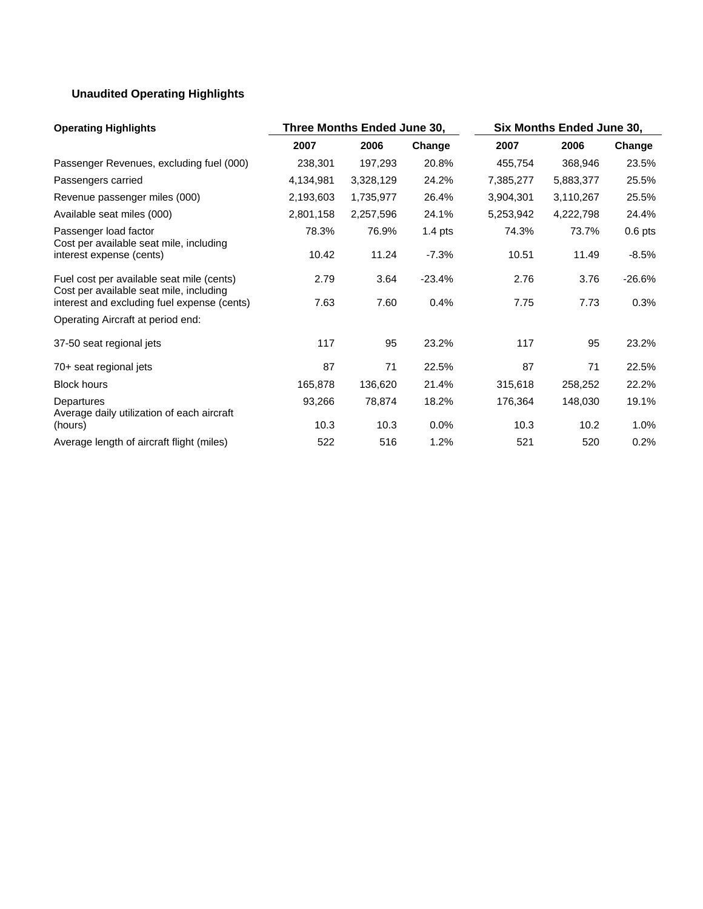## Unaudited Operating Highlights

| Operating Highlights | Three Months Ended June 30, | | | Six Months Ended June 30, | | |
|---|---|---|---|---|---|---|
| | 2007 | 2006 | Change | 2007 | 2006 | Change |
| Passenger Revenues, excluding fuel (000) | 238,301 | 197,293 | 20.8% | 455,754 | 368,946 | 23.5% |
| Passengers carried | 4,134,981 | 3,328,129 | 24.2% | 7,385,277 | 5,883,377 | 25.5% |
| Revenue passenger miles (000) | 2,193,603 | 1,735,977 | 26.4% | 3,904,301 | 3,110,267 | 25.5% |
| Available seat miles (000) | 2,801,158 | 2,257,596 | 24.1% | 5,253,942 | 4,222,798 | 24.4% |
| Passenger load factor | 78.3% | 76.9% | 1.4 pts | 74.3% | 73.7% | 0.6 pts |
| Cost per available seat mile, including interest expense (cents) | 10.42 | 11.24 | -7.3% | 10.51 | 11.49 | -8.5% |
| Fuel cost per available seat mile (cents) | 2.79 | 3.64 | -23.4% | 2.76 | 3.76 | -26.6% |
| Cost per available seat mile, including interest and excluding fuel expense (cents) | 7.63 | 7.60 | 0.4% | 7.75 | 7.73 | 0.3% |
| Operating Aircraft at period end: | | | | | | |
| 37-50 seat regional jets | 117 | 95 | 23.2% | 117 | 95 | 23.2% |
| 70+ seat regional jets | 87 | 71 | 22.5% | 87 | 71 | 22.5% |
| Block hours | 165,878 | 136,620 | 21.4% | 315,618 | 258,252 | 22.2% |
| Departures | 93,266 | 78,874 | 18.2% | 176,364 | 148,030 | 19.1% |
| Average daily utilization of each aircraft (hours) | 10.3 | 10.3 | 0.0% | 10.3 | 10.2 | 1.0% |
| Average length of aircraft flight (miles) | 522 | 516 | 1.2% | 521 | 520 | 0.2% |